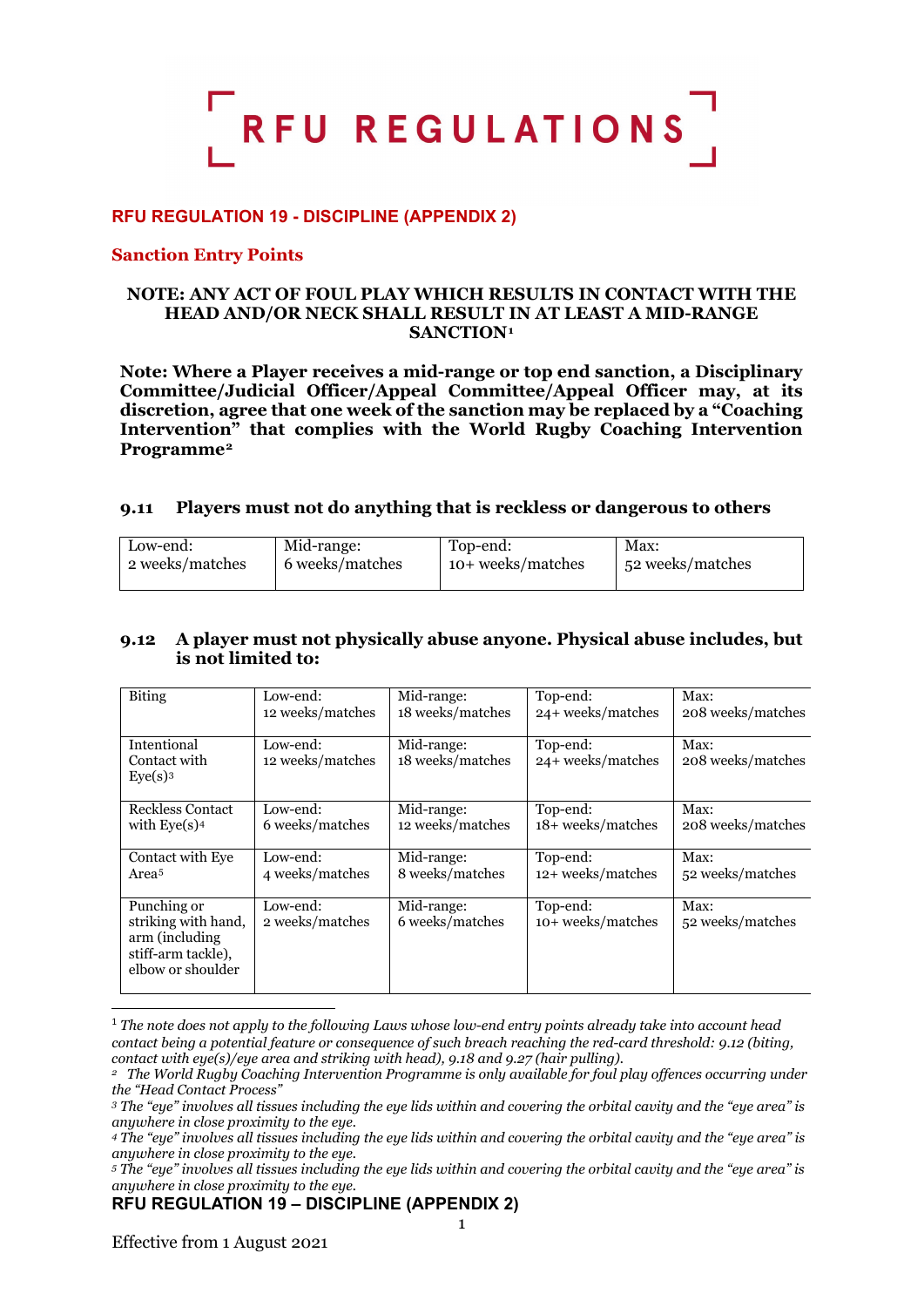# RFU REGULATIONS

## RFU REGULATION 19 - DISCIPLINE (APPENDIX 2)

### Sanction Entry Points

**NOTE: ANY ACT OF FOUL PLAY WHICH RESULTS IN CONTACT WITH THE HEAD AND/OR NECK SHALL RESULT IN AT LEAST A MID-RANGE SANCTION[1]**

**Note: Where a Player receives a mid-range or top end sanction, a Disciplinary Committee/Judicial Officer/Appeal Committee/Appeal Officer may, at its discretion, agree that one week of the sanction may be replaced by a "Coaching Intervention" that complies with the World Rugby Coaching Intervention Programme[2]**

### 9.11 Players must not do anything that is reckless or dangerous to others

| Low-end: 2 weeks/matches | Mid-range: 6 weeks/matches | Top-end: 10+ weeks/matches | Max: 52 weeks/matches |
|---|---|---|---|

### 9.12 A player must not physically abuse anyone. Physical abuse includes, but is not limited to:

| | | | | |
|---|---|---|---|---|
| Biting | Low-end: 12 weeks/matches | Mid-range: 18 weeks/matches | Top-end: 24+ weeks/matches | Max: 208 weeks/matches |
| Intentional Contact with Eye(s)[3] | Low-end: 12 weeks/matches | Mid-range: 18 weeks/matches | Top-end: 24+ weeks/matches | Max: 208 weeks/matches |
| Reckless Contact with Eye(s)[4] | Low-end: 6 weeks/matches | Mid-range: 12 weeks/matches | Top-end: 18+ weeks/matches | Max: 208 weeks/matches |
| Contact with Eye Area[5] | Low-end: 4 weeks/matches | Mid-range: 8 weeks/matches | Top-end: 12+ weeks/matches | Max: 52 weeks/matches |
| Punching or striking with hand, arm (including stiff-arm tackle), elbow or shoulder | Low-end: 2 weeks/matches | Mid-range: 6 weeks/matches | Top-end: 10+ weeks/matches | Max: 52 weeks/matches |

[1] *The note does not apply to the following Laws whose low-end entry points already take into account head contact being a potential feature or consequence of such breach reaching the red-card threshold: 9.12 (biting, contact with eye(s)/eye area and striking with head), 9.18 and 9.27 (hair pulling).*

[2] *The World Rugby Coaching Intervention Programme is only available for foul play offences occurring under the "Head Contact Process"*

[3] *The "eye" involves all tissues including the eye lids within and covering the orbital cavity and the "eye area" is anywhere in close proximity to the eye.*

[4] *The "eye" involves all tissues including the eye lids within and covering the orbital cavity and the "eye area" is anywhere in close proximity to the eye.*

[5] *The "eye" involves all tissues including the eye lids within and covering the orbital cavity and the "eye area" is anywhere in close proximity to the eye.*

Effective from 1 August 2021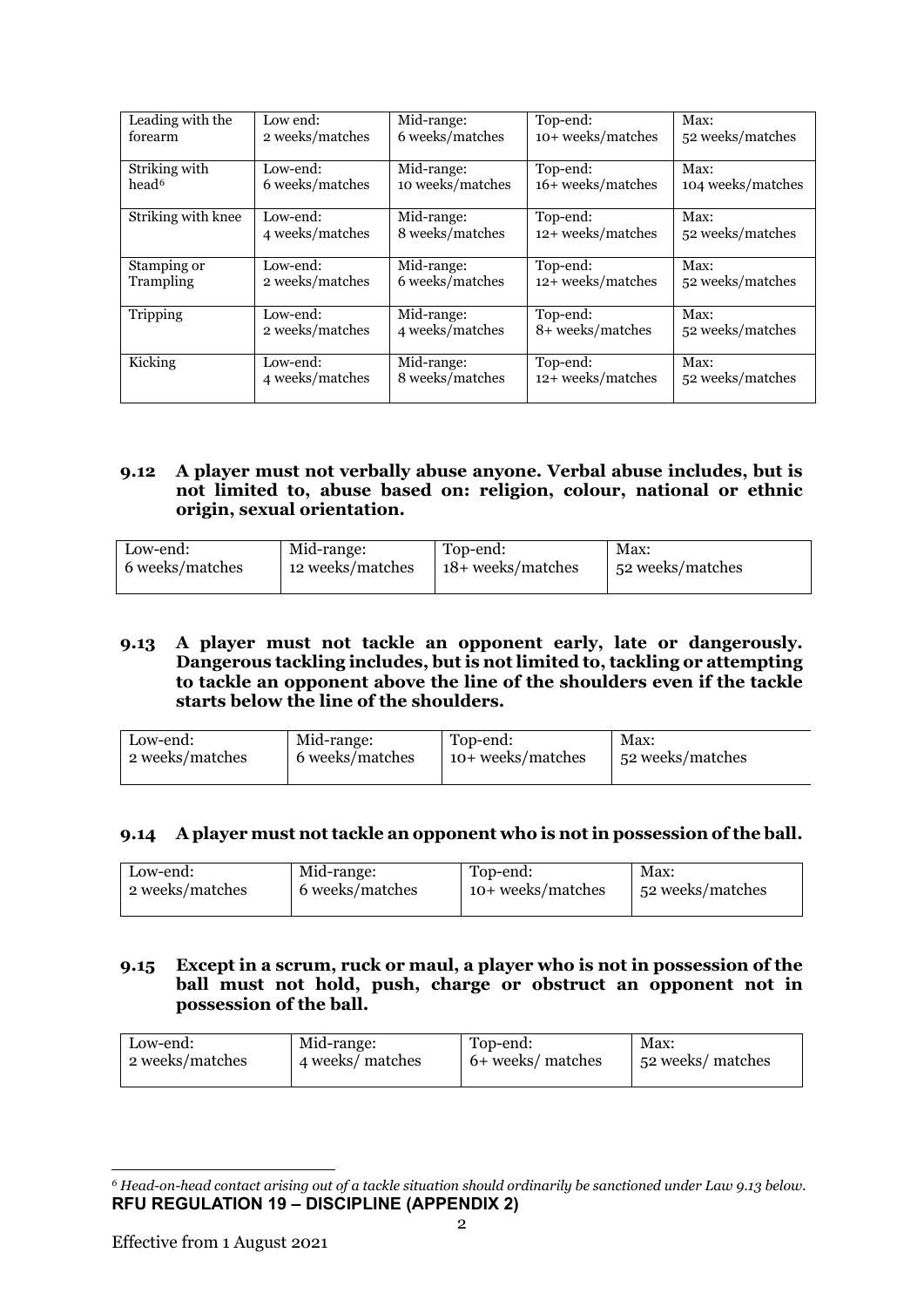| Leading with the forearm | Low end: 2 weeks/matches | Mid-range: 6 weeks/matches | Top-end: 10+ weeks/matches | Max: 52 weeks/matches |
|---|---|---|---|---|
| Striking with head[6] | Low-end: 6 weeks/matches | Mid-range: 10 weeks/matches | Top-end: 16+ weeks/matches | Max: 104 weeks/matches |
| Striking with knee | Low-end: 4 weeks/matches | Mid-range: 8 weeks/matches | Top-end: 12+ weeks/matches | Max: 52 weeks/matches |
| Stamping or Trampling | Low-end: 2 weeks/matches | Mid-range: 6 weeks/matches | Top-end: 12+ weeks/matches | Max: 52 weeks/matches |
| Tripping | Low-end: 2 weeks/matches | Mid-range: 4 weeks/matches | Top-end: 8+ weeks/matches | Max: 52 weeks/matches |
| Kicking | Low-end: 4 weeks/matches | Mid-range: 8 weeks/matches | Top-end: 12+ weeks/matches | Max: 52 weeks/matches |

**9.12 A player must not verbally abuse anyone. Verbal abuse includes, but is not limited to, abuse based on: religion, colour, national or ethnic origin, sexual orientation.**

| Low-end: 6 weeks/matches | Mid-range: 12 weeks/matches | Top-end: 18+ weeks/matches | Max: 52 weeks/matches |
|---|---|---|---|

**9.13 A player must not tackle an opponent early, late or dangerously. Dangerous tackling includes, but is not limited to, tackling or attempting to tackle an opponent above the line of the shoulders even if the tackle starts below the line of the shoulders.**

| Low-end: 2 weeks/matches | Mid-range: 6 weeks/matches | Top-end: 10+ weeks/matches | Max: 52 weeks/matches |
|---|---|---|---|

**9.14 A player must not tackle an opponent who is not in possession of the ball.**

| Low-end: 2 weeks/matches | Mid-range: 6 weeks/matches | Top-end: 10+ weeks/matches | Max: 52 weeks/matches |
|---|---|---|---|

**9.15 Except in a scrum, ruck or maul, a player who is not in possession of the ball must not hold, push, charge or obstruct an opponent not in possession of the ball.**

| Low-end: 2 weeks/matches | Mid-range: 4 weeks/ matches | Top-end: 6+ weeks/ matches | Max: 52 weeks/ matches |
|---|---|---|---|

[6] *Head-on-head contact arising out of a tackle situation should ordinarily be sanctioned under Law 9.13 below.*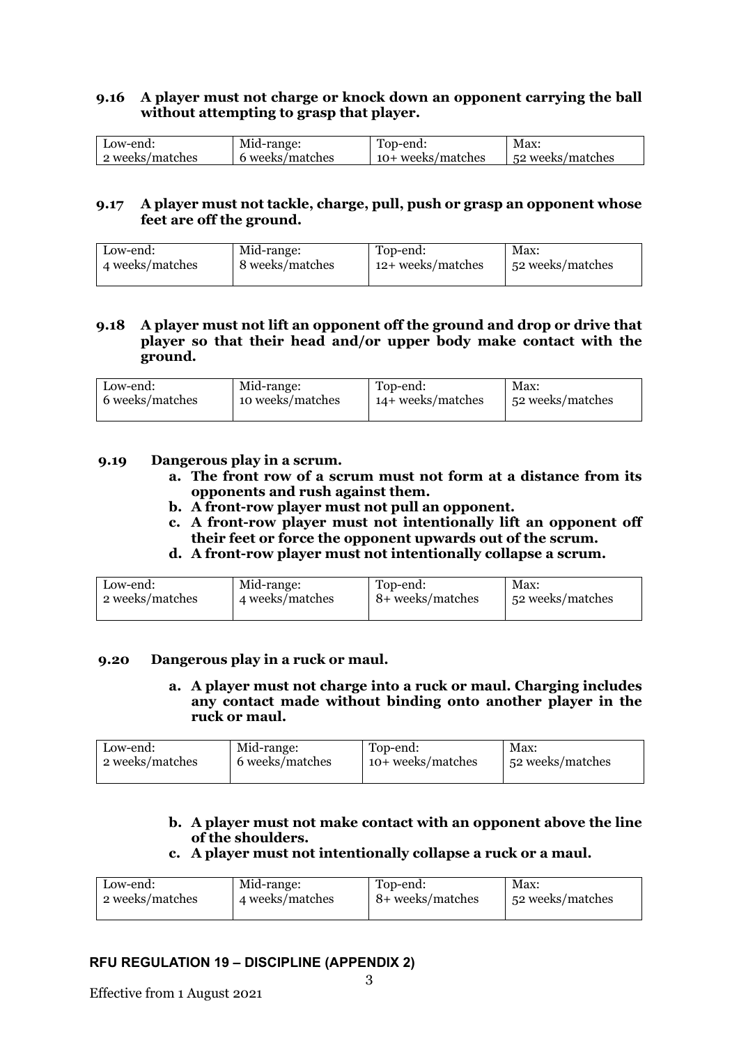**9.16 A player must not charge or knock down an opponent carrying the ball without attempting to grasp that player.**

| Low-end: 2 weeks/matches | Mid-range: 6 weeks/matches | Top-end: 10+ weeks/matches | Max: 52 weeks/matches |
|---|---|---|---|

**9.17 A player must not tackle, charge, pull, push or grasp an opponent whose feet are off the ground.**

| Low-end: 4 weeks/matches | Mid-range: 8 weeks/matches | Top-end: 12+ weeks/matches | Max: 52 weeks/matches |
|---|---|---|---|

**9.18 A player must not lift an opponent off the ground and drop or drive that player so that their head and/or upper body make contact with the ground.**

| Low-end: 6 weeks/matches | Mid-range: 10 weeks/matches | Top-end: 14+ weeks/matches | Max: 52 weeks/matches |
|---|---|---|---|

**9.19 Dangerous play in a scrum.**

- **a. The front row of a scrum must not form at a distance from its opponents and rush against them.**
- **b. A front-row player must not pull an opponent.**
- **c. A front-row player must not intentionally lift an opponent off their feet or force the opponent upwards out of the scrum.**
- **d. A front-row player must not intentionally collapse a scrum.**

| Low-end: 2 weeks/matches | Mid-range: 4 weeks/matches | Top-end: 8+ weeks/matches | Max: 52 weeks/matches |
|---|---|---|---|

**9.20 Dangerous play in a ruck or maul.**

- **a. A player must not charge into a ruck or maul. Charging includes any contact made without binding onto another player in the ruck or maul.**

| Low-end: 2 weeks/matches | Mid-range: 6 weeks/matches | Top-end: 10+ weeks/matches | Max: 52 weeks/matches |
|---|---|---|---|

- **b. A player must not make contact with an opponent above the line of the shoulders.**
- **c. A player must not intentionally collapse a ruck or a maul.**

| Low-end: 2 weeks/matches | Mid-range: 4 weeks/matches | Top-end: 8+ weeks/matches | Max: 52 weeks/matches |
|---|---|---|---|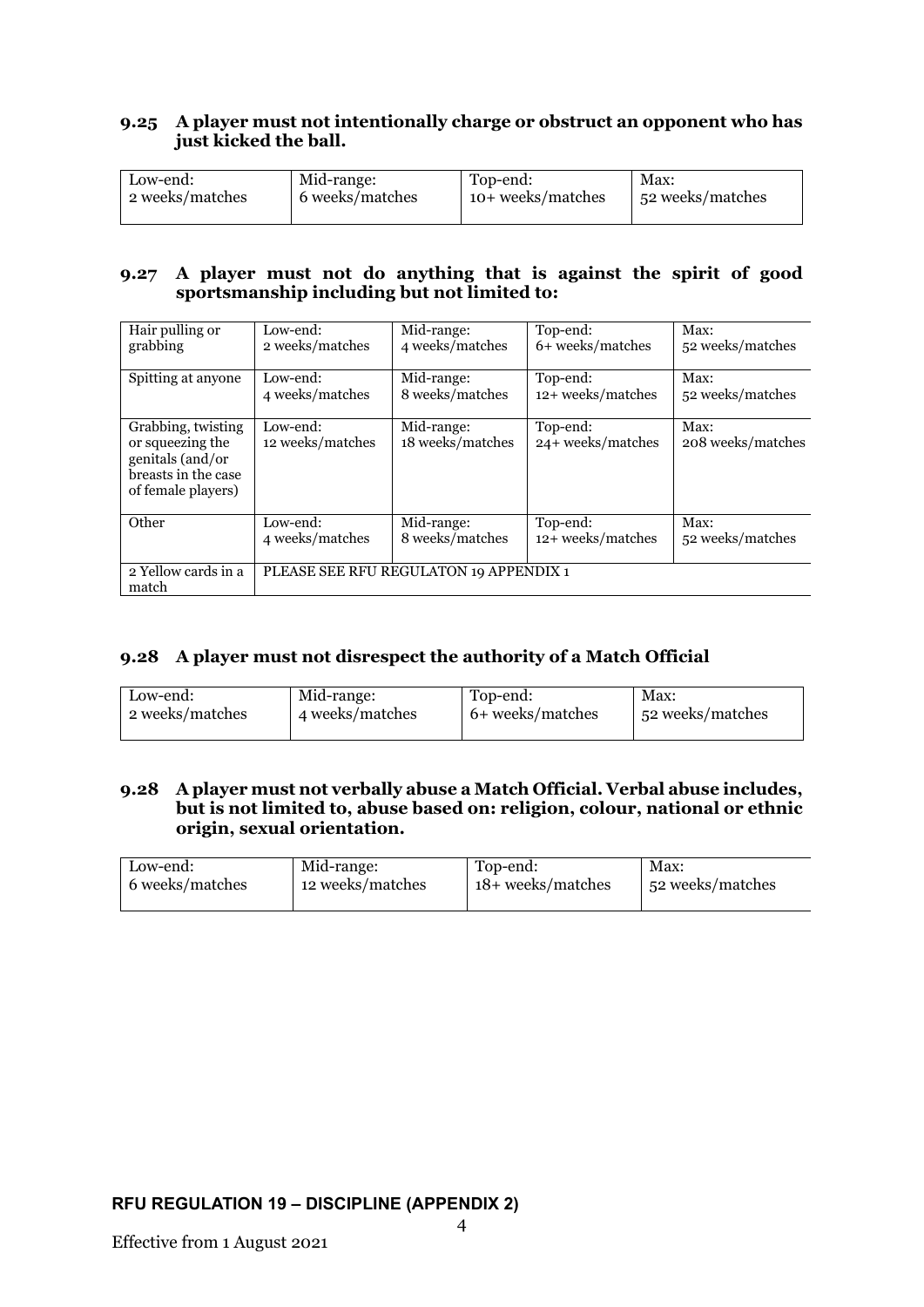### 9.25 A player must not intentionally charge or obstruct an opponent who has just kicked the ball.

| Low-end: 2 weeks/matches | Mid-range: 6 weeks/matches | Top-end: 10+ weeks/matches | Max: 52 weeks/matches |
|---|---|---|---|

### 9.27 A player must not do anything that is against the spirit of good sportsmanship including but not limited to:

| | | | | |
|---|---|---|---|---|
| Hair pulling or grabbing | Low-end: 2 weeks/matches | Mid-range: 4 weeks/matches | Top-end: 6+ weeks/matches | Max: 52 weeks/matches |
| Spitting at anyone | Low-end: 4 weeks/matches | Mid-range: 8 weeks/matches | Top-end: 12+ weeks/matches | Max: 52 weeks/matches |
| Grabbing, twisting or squeezing the genitals (and/or breasts in the case of female players) | Low-end: 12 weeks/matches | Mid-range: 18 weeks/matches | Top-end: 24+ weeks/matches | Max: 208 weeks/matches |
| Other | Low-end: 4 weeks/matches | Mid-range: 8 weeks/matches | Top-end: 12+ weeks/matches | Max: 52 weeks/matches |
| 2 Yellow cards in a match | PLEASE SEE RFU REGULATON 19 APPENDIX 1 | | | |

### 9.28 A player must not disrespect the authority of a Match Official

| Low-end: 2 weeks/matches | Mid-range: 4 weeks/matches | Top-end: 6+ weeks/matches | Max: 52 weeks/matches |
|---|---|---|---|

### 9.28 A player must not verbally abuse a Match Official. Verbal abuse includes, but is not limited to, abuse based on: religion, colour, national or ethnic origin, sexual orientation.

| Low-end: 6 weeks/matches | Mid-range: 12 weeks/matches | Top-end: 18+ weeks/matches | Max: 52 weeks/matches |
|---|---|---|---|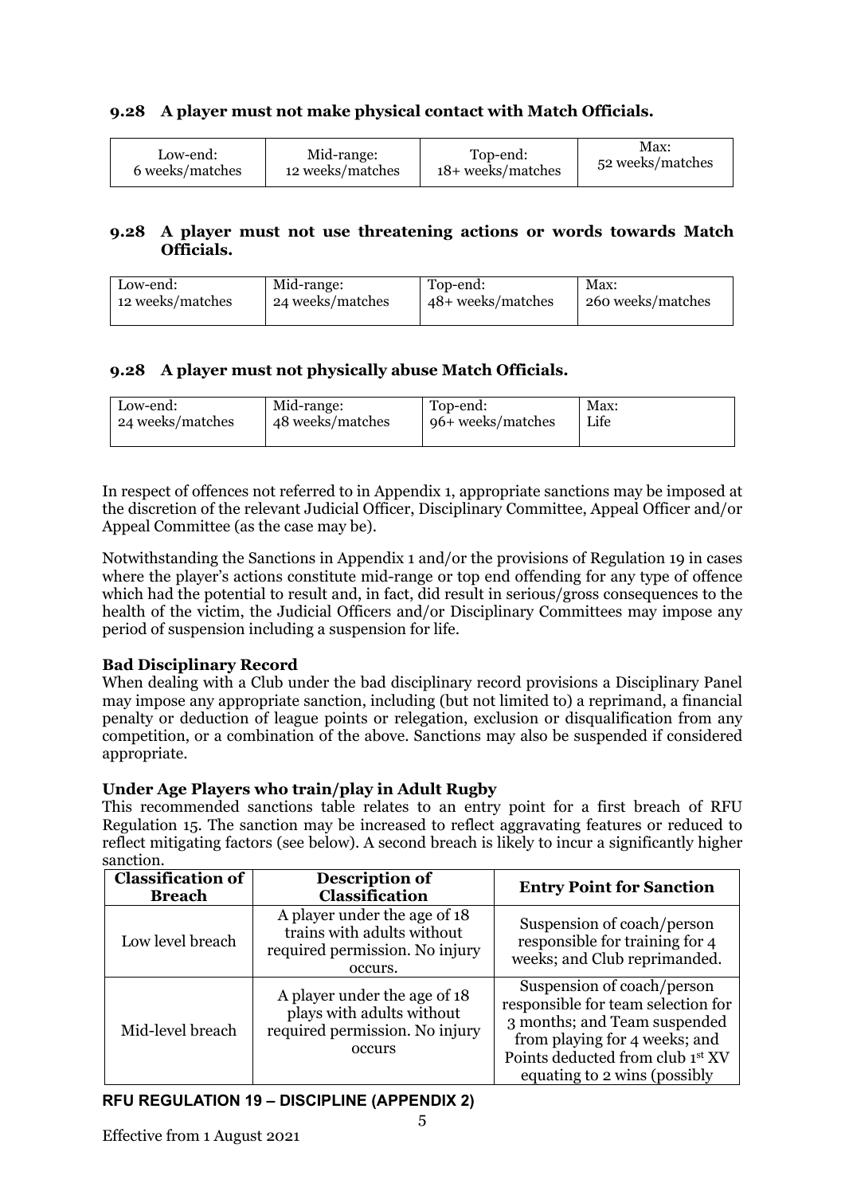### 9.28 A player must not make physical contact with Match Officials.

| Low-end: 6 weeks/matches | Mid-range: 12 weeks/matches | Top-end: 18+ weeks/matches | Max: 52 weeks/matches |
|---|---|---|---|

### 9.28 A player must not use threatening actions or words towards Match Officials.

| Low-end: 12 weeks/matches | Mid-range: 24 weeks/matches | Top-end: 48+ weeks/matches | Max: 260 weeks/matches |
|---|---|---|---|

### 9.28 A player must not physically abuse Match Officials.

| Low-end: 24 weeks/matches | Mid-range: 48 weeks/matches | Top-end: 96+ weeks/matches | Max: Life |
|---|---|---|---|

In respect of offences not referred to in Appendix 1, appropriate sanctions may be imposed at the discretion of the relevant Judicial Officer, Disciplinary Committee, Appeal Officer and/or Appeal Committee (as the case may be).

Notwithstanding the Sanctions in Appendix 1 and/or the provisions of Regulation 19 in cases where the player's actions constitute mid-range or top end offending for any type of offence which had the potential to result and, in fact, did result in serious/gross consequences to the health of the victim, the Judicial Officers and/or Disciplinary Committees may impose any period of suspension including a suspension for life.

**Bad Disciplinary Record**
When dealing with a Club under the bad disciplinary record provisions a Disciplinary Panel may impose any appropriate sanction, including (but not limited to) a reprimand, a financial penalty or deduction of league points or relegation, exclusion or disqualification from any competition, or a combination of the above. Sanctions may also be suspended if considered appropriate.

**Under Age Players who train/play in Adult Rugby**
This recommended sanctions table relates to an entry point for a first breach of RFU Regulation 15. The sanction may be increased to reflect aggravating features or reduced to reflect mitigating factors (see below). A second breach is likely to incur a significantly higher sanction.

| Classification of Breach | Description of Classification | Entry Point for Sanction |
|---|---|---|
| Low level breach | A player under the age of 18 trains with adults without required permission. No injury occurs. | Suspension of coach/person responsible for training for 4 weeks; and Club reprimanded. |
| Mid-level breach | A player under the age of 18 plays with adults without required permission. No injury occurs | Suspension of coach/person responsible for team selection for 3 months; and Team suspended from playing for 4 weeks; and Points deducted from club 1st XV equating to 2 wins (possibly |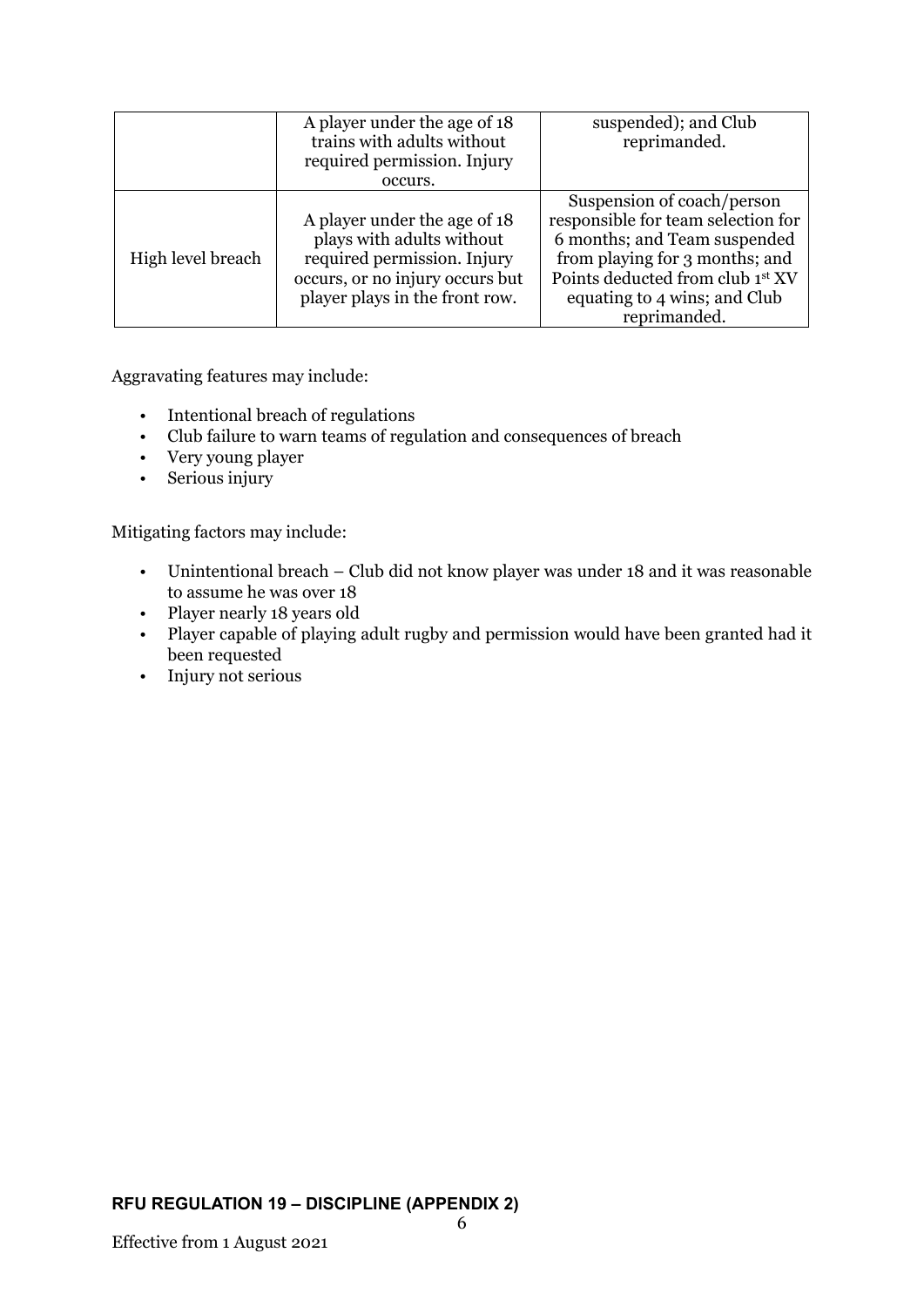| | | |
|---|---|---|
| | A player under the age of 18 trains with adults without required permission. Injury occurs. | suspended); and Club reprimanded. |
| High level breach | A player under the age of 18 plays with adults without required permission. Injury occurs, or no injury occurs but player plays in the front row. | Suspension of coach/person responsible for team selection for 6 months; and Team suspended from playing for 3 months; and Points deducted from club 1st XV equating to 4 wins; and Club reprimanded. |

Aggravating features may include:

- Intentional breach of regulations
- Club failure to warn teams of regulation and consequences of breach
- Very young player
- Serious injury

Mitigating factors may include:

- Unintentional breach – Club did not know player was under 18 and it was reasonable to assume he was over 18
- Player nearly 18 years old
- Player capable of playing adult rugby and permission would have been granted had it been requested
- Injury not serious